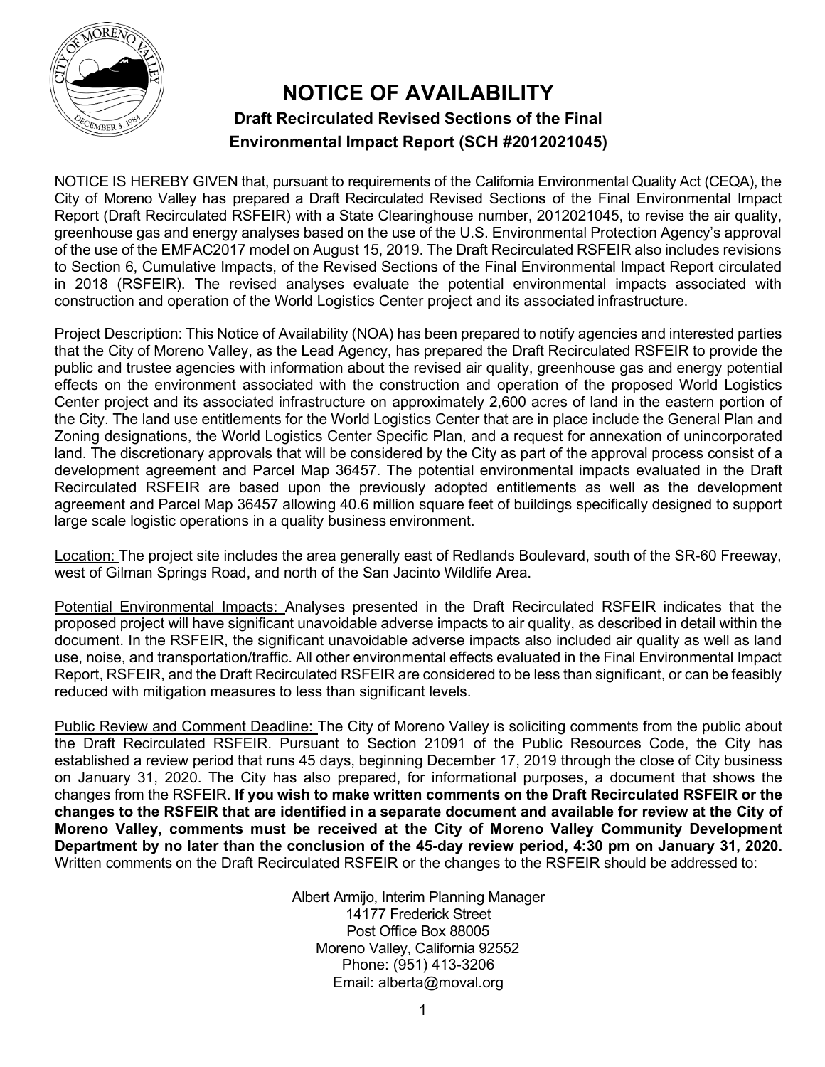# NOTICE OF AVAILABILITY

## Draft Recirculated Revised Sections of the Final Environmental Impact Report (SCH #2012021045)

NOTICE IS HEREBY GIVEN that, pursuant to requirements of the California Environmental Quality Act (CEQA), the City of Moreno Valley has prepared a Draft Recirculated Revised Sections of the Final Environmental Impact Report (Draft Recirculated RSFEIR) with a State Clearinghouse number, 2012021045, to revise the air quality, greenhouse gas and energy analyses based on the use of the U.S. Environmental Protection Agency's approval of the use of the EMFAC2017 model on August 15, 2019. The Draft Recirculated RSFEIR also includes revisions to Section 6, Cumulative Impacts, of the Revised Sections of the Final Environmental Impact Report circulated in 2018 (RSFEIR). The revised analyses evaluate the potential environmental impacts associated with construction and operation of the World Logistics Center project and its associated infrastructure.

Project Description: This Notice of Availability (NOA) has been prepared to notify agencies and interested parties that the City of Moreno Valley, as the Lead Agency, has prepared the Draft Recirculated RSFEIR to provide the public and trustee agencies with information about the revised air quality, greenhouse gas and energy potential effects on the environment associated with the construction and operation of the proposed World Logistics Center project and its associated infrastructure on approximately 2,600 acres of land in the eastern portion of the City. The land use entitlements for the World Logistics Center that are in place include the General Plan and Zoning designations, the World Logistics Center Specific Plan, and a request for annexation of unincorporated land. The discretionary approvals that will be considered by the City as part of the approval process consist of a development agreement and Parcel Map 36457. The potential environmental impacts evaluated in the Draft Recirculated RSFEIR are based upon the previously adopted entitlements as well as the development agreement and Parcel Map 36457 allowing 40.6 million square feet of buildings specifically designed to support large scale logistic operations in a quality business environment.

Location: The project site includes the area generally east of Redlands Boulevard, south of the SR-60 Freeway, west of Gilman Springs Road, and north of the San Jacinto Wildlife Area.

Potential Environmental Impacts: Analyses presented in the Draft Recirculated RSFEIR indicates that the proposed project will have significant unavoidable adverse impacts to air quality, as described in detail within the document. In the RSFEIR, the significant unavoidable adverse impacts also included air quality as well as land use, noise, and transportation/traffic. All other environmental effects evaluated in the Final Environmental Impact Report, RSFEIR, and the Draft Recirculated RSFEIR are considered to be less than significant, or can be feasibly reduced with mitigation measures to less than significant levels.

Public Review and Comment Deadline: The City of Moreno Valley is soliciting comments from the public about the Draft Recirculated RSFEIR. Pursuant to Section 21091 of the Public Resources Code, the City has established a review period that runs 45 days, beginning December 17, 2019 through the close of City business on January 31, 2020. The City has also prepared, for informational purposes, a document that shows the changes from the RSFEIR. **If you wish to make written comments on the Draft Recirculated RSFEIR or the changes to the RSFEIR that are identified in a separate document and available for review at the City of Moreno Valley, comments must be received at the City of Moreno Valley Community Development Department by no later than the conclusion of the 45-day review period, 4:30 pm on January 31, 2020.** Written comments on the Draft Recirculated RSFEIR or the changes to the RSFEIR should be addressed to:

Albert Armijo, Interim Planning Manager
14177 Frederick Street
Post Office Box 88005
Moreno Valley, California 92552
Phone: (951) 413-3206
Email: alberta@moval.org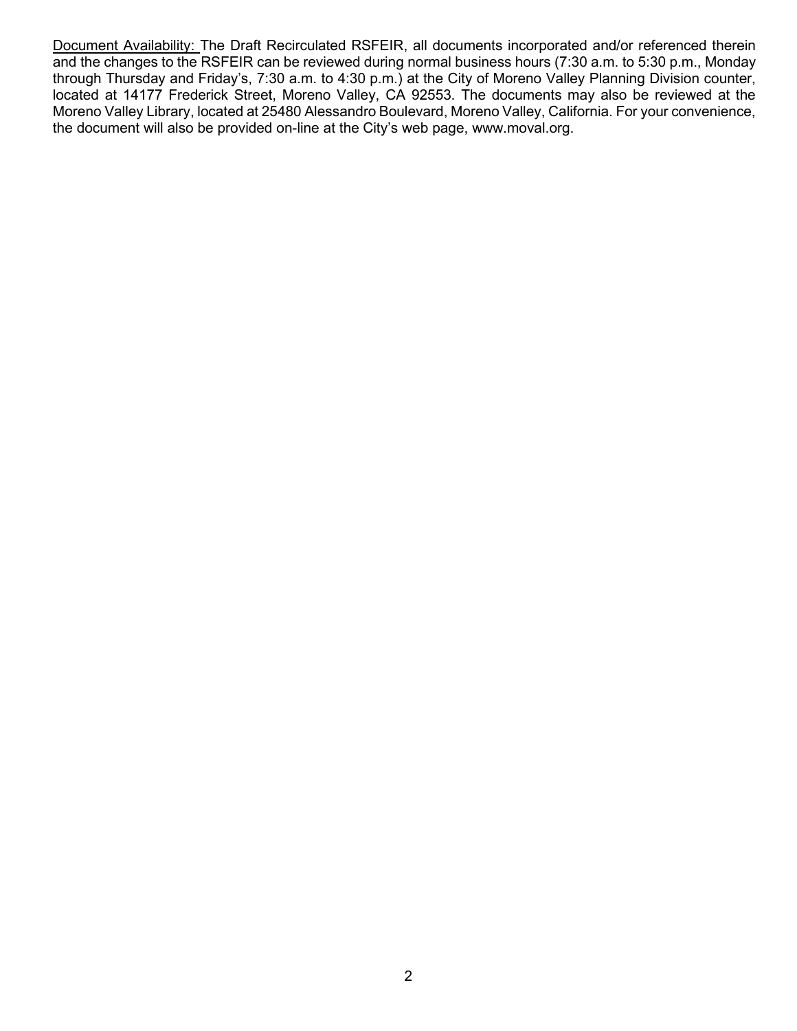<u>Document Availability:</u> The Draft Recirculated RSFEIR, all documents incorporated and/or referenced therein and the changes to the RSFEIR can be reviewed during normal business hours (7:30 a.m. to 5:30 p.m., Monday through Thursday and Friday's, 7:30 a.m. to 4:30 p.m.) at the City of Moreno Valley Planning Division counter, located at 14177 Frederick Street, Moreno Valley, CA 92553. The documents may also be reviewed at the Moreno Valley Library, located at 25480 Alessandro Boulevard, Moreno Valley, California. For your convenience, the document will also be provided on-line at the City's web page, www.moval.org.